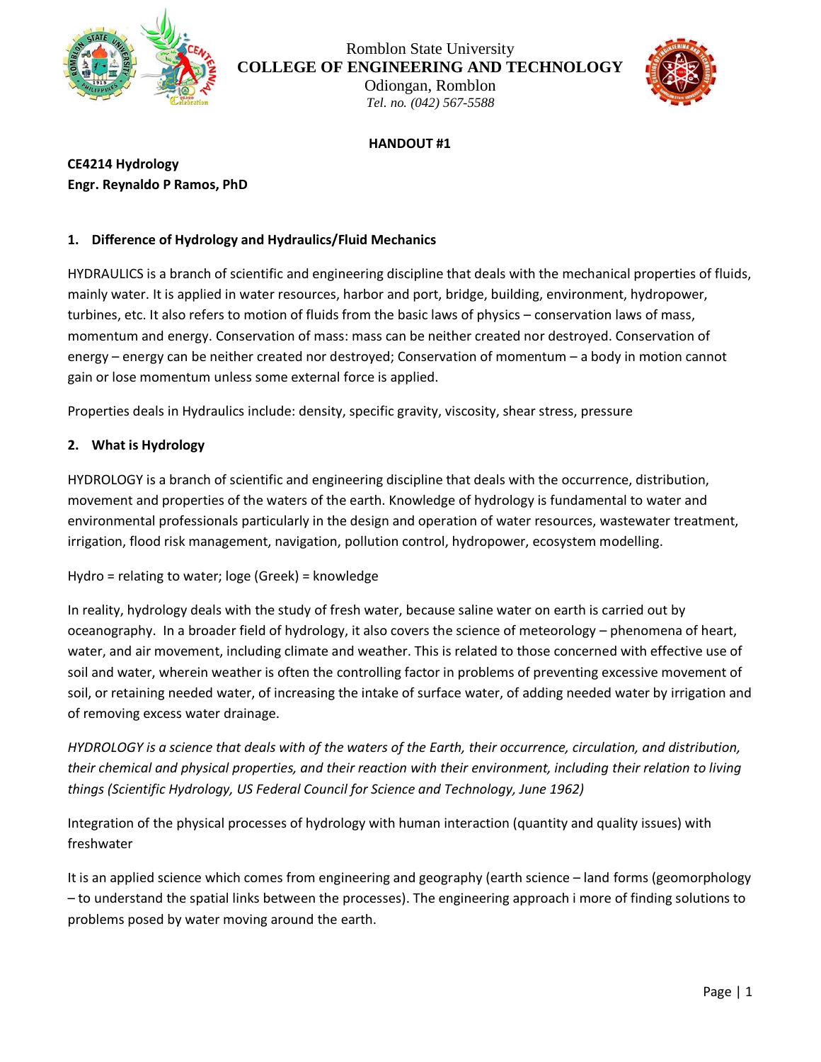Romblon State University
**COLLEGE OF ENGINEERING AND TECHNOLOGY**
Odiongan, Romblon
*Tel. no. (042) 567-5588*

**HANDOUT #1**

**CE4214 Hydrology**
**Engr. Reynaldo P Ramos, PhD**

## 1. Difference of Hydrology and Hydraulics/Fluid Mechanics

HYDRAULICS is a branch of scientific and engineering discipline that deals with the mechanical properties of fluids, mainly water. It is applied in water resources, harbor and port, bridge, building, environment, hydropower, turbines, etc. It also refers to motion of fluids from the basic laws of physics – conservation laws of mass, momentum and energy. Conservation of mass: mass can be neither created nor destroyed. Conservation of energy – energy can be neither created nor destroyed; Conservation of momentum – a body in motion cannot gain or lose momentum unless some external force is applied.

Properties deals in Hydraulics include: density, specific gravity, viscosity, shear stress, pressure

## 2. What is Hydrology

HYDROLOGY is a branch of scientific and engineering discipline that deals with the occurrence, distribution, movement and properties of the waters of the earth. Knowledge of hydrology is fundamental to water and environmental professionals particularly in the design and operation of water resources, wastewater treatment, irrigation, flood risk management, navigation, pollution control, hydropower, ecosystem modelling.

Hydro = relating to water; loge (Greek) = knowledge

In reality, hydrology deals with the study of fresh water, because saline water on earth is carried out by oceanography. In a broader field of hydrology, it also covers the science of meteorology – phenomena of heart, water, and air movement, including climate and weather. This is related to those concerned with effective use of soil and water, wherein weather is often the controlling factor in problems of preventing excessive movement of soil, or retaining needed water, of increasing the intake of surface water, of adding needed water by irrigation and of removing excess water drainage.

*HYDROLOGY is a science that deals with of the waters of the Earth, their occurrence, circulation, and distribution, their chemical and physical properties, and their reaction with their environment, including their relation to living things (Scientific Hydrology, US Federal Council for Science and Technology, June 1962)*

Integration of the physical processes of hydrology with human interaction (quantity and quality issues) with freshwater

It is an applied science which comes from engineering and geography (earth science – land forms (geomorphology – to understand the spatial links between the processes). The engineering approach i more of finding solutions to problems posed by water moving around the earth.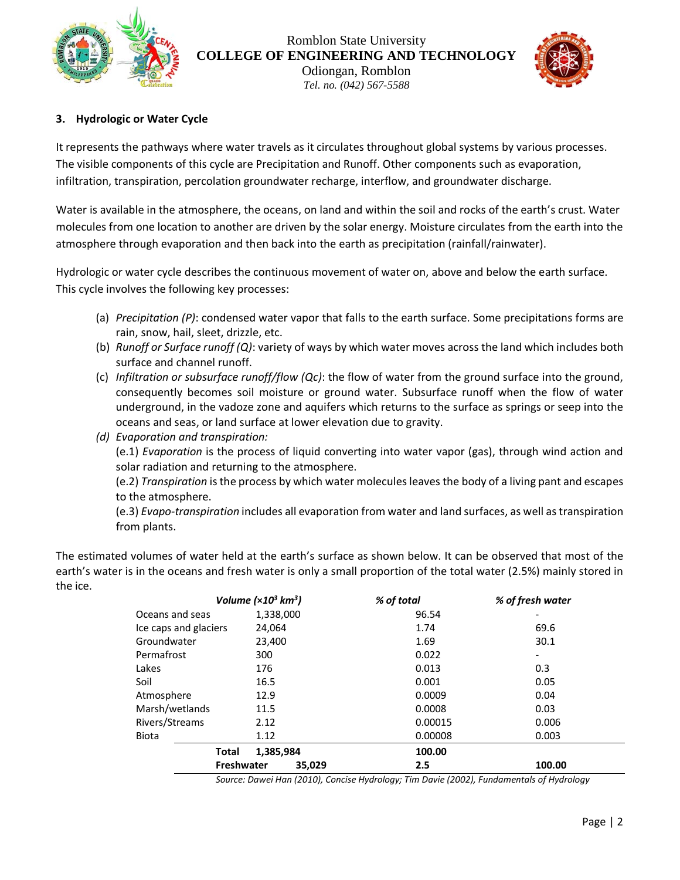### 3. Hydrologic or Water Cycle

It represents the pathways where water travels as it circulates throughout global systems by various processes. The visible components of this cycle are Precipitation and Runoff. Other components such as evaporation, infiltration, transpiration, percolation groundwater recharge, interflow, and groundwater discharge.

Water is available in the atmosphere, the oceans, on land and within the soil and rocks of the earth's crust. Water molecules from one location to another are driven by the solar energy. Moisture circulates from the earth into the atmosphere through evaporation and then back into the earth as precipitation (rainfall/rainwater).

Hydrologic or water cycle describes the continuous movement of water on, above and below the earth surface. This cycle involves the following key processes:

(a) *Precipitation (P)*: condensed water vapor that falls to the earth surface. Some precipitations forms are rain, snow, hail, sleet, drizzle, etc.

(b) *Runoff or Surface runoff (Q)*: variety of ways by which water moves across the land which includes both surface and channel runoff.

(c) *Infiltration or subsurface runoff/flow (Qc)*: the flow of water from the ground surface into the ground, consequently becomes soil moisture or ground water. Subsurface runoff when the flow of water underground, in the vadoze zone and aquifers which returns to the surface as springs or seep into the oceans and seas, or land surface at lower elevation due to gravity.

*(d) Evaporation and transpiration:*

(e.1) *Evaporation* is the process of liquid converting into water vapor (gas), through wind action and solar radiation and returning to the atmosphere.

(e.2) *Transpiration* is the process by which water molecules leaves the body of a living pant and escapes to the atmosphere.

(e.3) *Evapo-transpiration* includes all evaporation from water and land surfaces, as well as transpiration from plants.

The estimated volumes of water held at the earth's surface as shown below. It can be observed that most of the earth's water is in the oceans and fresh water is only a small proportion of the total water (2.5%) mainly stored in the ice.

| | *Volume ($\times 10^3$ $km^3$)* | *% of total* | *% of fresh water* |
|---|---|---|---|
| Oceans and seas | 1,338,000 | 96.54 | - |
| Ice caps and glaciers | 24,064 | 1.74 | 69.6 |
| Groundwater | 23,400 | 1.69 | 30.1 |
| Permafrost | 300 | 0.022 | - |
| Lakes | 176 | 0.013 | 0.3 |
| Soil | 16.5 | 0.001 | 0.05 |
| Atmosphere | 12.9 | 0.0009 | 0.04 |
| Marsh/wetlands | 11.5 | 0.0008 | 0.03 |
| Rivers/Streams | 2.12 | 0.00015 | 0.006 |
| Biota | 1.12 | 0.00008 | 0.003 |
| **Total** | **1,385,984** | **100.00** | |
| **Freshwater** | **35,029** | **2.5** | **100.00** |

*Source: Dawei Han (2010), Concise Hydrology; Tim Davie (2002), Fundamentals of Hydrology*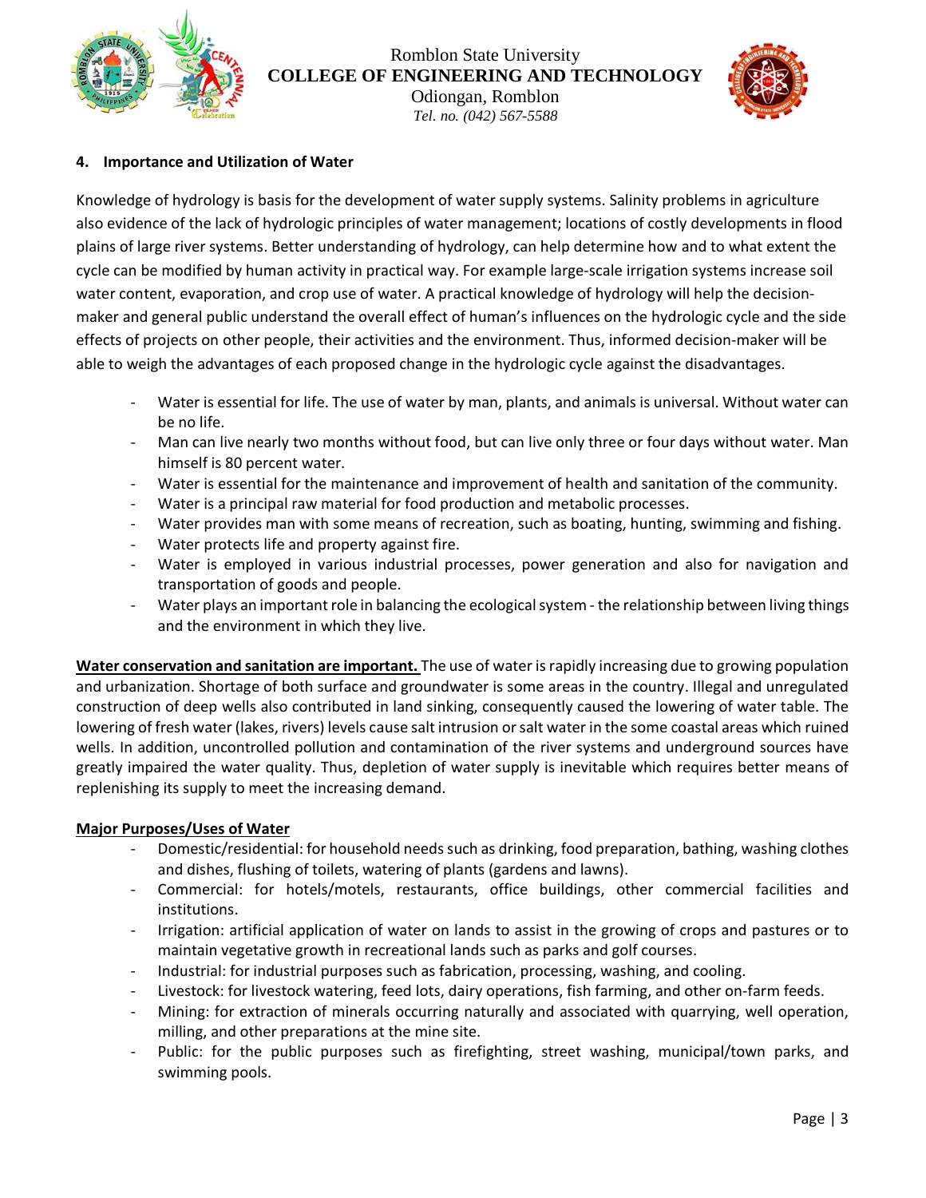#### 4. Importance and Utilization of Water

Knowledge of hydrology is basis for the development of water supply systems. Salinity problems in agriculture also evidence of the lack of hydrologic principles of water management; locations of costly developments in flood plains of large river systems. Better understanding of hydrology, can help determine how and to what extent the cycle can be modified by human activity in practical way. For example large-scale irrigation systems increase soil water content, evaporation, and crop use of water. A practical knowledge of hydrology will help the decision-maker and general public understand the overall effect of human's influences on the hydrologic cycle and the side effects of projects on other people, their activities and the environment. Thus, informed decision-maker will be able to weigh the advantages of each proposed change in the hydrologic cycle against the disadvantages.

- Water is essential for life. The use of water by man, plants, and animals is universal. Without water can be no life.
- Man can live nearly two months without food, but can live only three or four days without water. Man himself is 80 percent water.
- Water is essential for the maintenance and improvement of health and sanitation of the community.
- Water is a principal raw material for food production and metabolic processes.
- Water provides man with some means of recreation, such as boating, hunting, swimming and fishing.
- Water protects life and property against fire.
- Water is employed in various industrial processes, power generation and also for navigation and transportation of goods and people.
- Water plays an important role in balancing the ecological system - the relationship between living things and the environment in which they live.

<u>**Water conservation and sanitation are important.**</u> The use of water is rapidly increasing due to growing population and urbanization. Shortage of both surface and groundwater is some areas in the country. Illegal and unregulated construction of deep wells also contributed in land sinking, consequently caused the lowering of water table. The lowering of fresh water (lakes, rivers) levels cause salt intrusion or salt water in the some coastal areas which ruined wells. In addition, uncontrolled pollution and contamination of the river systems and underground sources have greatly impaired the water quality. Thus, depletion of water supply is inevitable which requires better means of replenishing its supply to meet the increasing demand.

<u>**Major Purposes/Uses of Water**</u>

- Domestic/residential: for household needs such as drinking, food preparation, bathing, washing clothes and dishes, flushing of toilets, watering of plants (gardens and lawns).
- Commercial: for hotels/motels, restaurants, office buildings, other commercial facilities and institutions.
- Irrigation: artificial application of water on lands to assist in the growing of crops and pastures or to maintain vegetative growth in recreational lands such as parks and golf courses.
- Industrial: for industrial purposes such as fabrication, processing, washing, and cooling.
- Livestock: for livestock watering, feed lots, dairy operations, fish farming, and other on-farm feeds.
- Mining: for extraction of minerals occurring naturally and associated with quarrying, well operation, milling, and other preparations at the mine site.
- Public: for the public purposes such as firefighting, street washing, municipal/town parks, and swimming pools.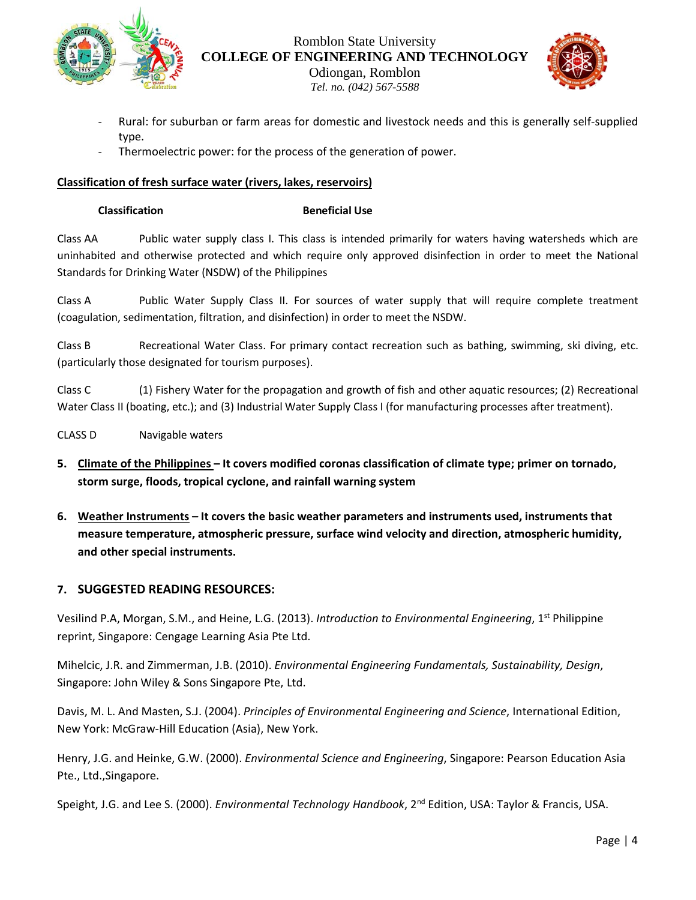- Rural: for suburban or farm areas for domestic and livestock needs and this is generally self-supplied type.
- Thermoelectric power: for the process of the generation of power.

**Classification of fresh surface water (rivers, lakes, reservoirs)**

| Classification | Beneficial Use |
|---|---|
| Class AA | Public water supply class I. This class is intended primarily for waters having watersheds which are uninhabited and otherwise protected and which require only approved disinfection in order to meet the National Standards for Drinking Water (NSDW) of the Philippines |
| Class A | Public Water Supply Class II. For sources of water supply that will require complete treatment (coagulation, sedimentation, filtration, and disinfection) in order to meet the NSDW. |
| Class B | Recreational Water Class. For primary contact recreation such as bathing, swimming, ski diving, etc. (particularly those designated for tourism purposes). |
| Class C | (1) Fishery Water for the propagation and growth of fish and other aquatic resources; (2) Recreational Water Class II (boating, etc.); and (3) Industrial Water Supply Class I (for manufacturing processes after treatment). |
| CLASS D | Navigable waters |

5. **Climate of the Philippines – It covers modified coronas classification of climate type; primer on tornado, storm surge, floods, tropical cyclone, and rainfall warning system**

6. **Weather Instruments – It covers the basic weather parameters and instruments used, instruments that measure temperature, atmospheric pressure, surface wind velocity and direction, atmospheric humidity, and other special instruments.**

## 7. SUGGESTED READING RESOURCES:

Vesilind P.A, Morgan, S.M., and Heine, L.G. (2013). *Introduction to Environmental Engineering*, 1st Philippine reprint, Singapore: Cengage Learning Asia Pte Ltd.

Mihelcic, J.R. and Zimmerman, J.B. (2010). *Environmental Engineering Fundamentals, Sustainability, Design*, Singapore: John Wiley & Sons Singapore Pte, Ltd.

Davis, M. L. And Masten, S.J. (2004). *Principles of Environmental Engineering and Science*, International Edition, New York: McGraw-Hill Education (Asia), New York.

Henry, J.G. and Heinke, G.W. (2000). *Environmental Science and Engineering*, Singapore: Pearson Education Asia Pte., Ltd.,Singapore.

Speight, J.G. and Lee S. (2000). *Environmental Technology Handbook*, 2nd Edition, USA: Taylor & Francis, USA.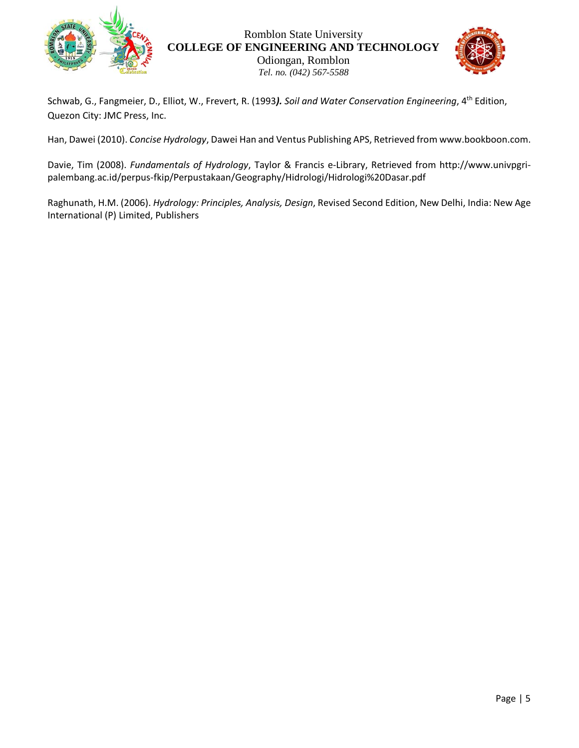Schwab, G., Fangmeier, D., Elliot, W., Frevert, R. (1993***).*** *Soil and Water Conservation Engineering*, 4th Edition, Quezon City: JMC Press, Inc.

Han, Dawei (2010). *Concise Hydrology*, Dawei Han and Ventus Publishing APS, Retrieved from www.bookboon.com.

Davie, Tim (2008). *Fundamentals of Hydrology*, Taylor & Francis e-Library, Retrieved from http://www.univpgri-palembang.ac.id/perpus-fkip/Perpustakaan/Geography/Hidrologi/Hidrologi%20Dasar.pdf

Raghunath, H.M. (2006). *Hydrology: Principles, Analysis, Design*, Revised Second Edition, New Delhi, India: New Age International (P) Limited, Publishers